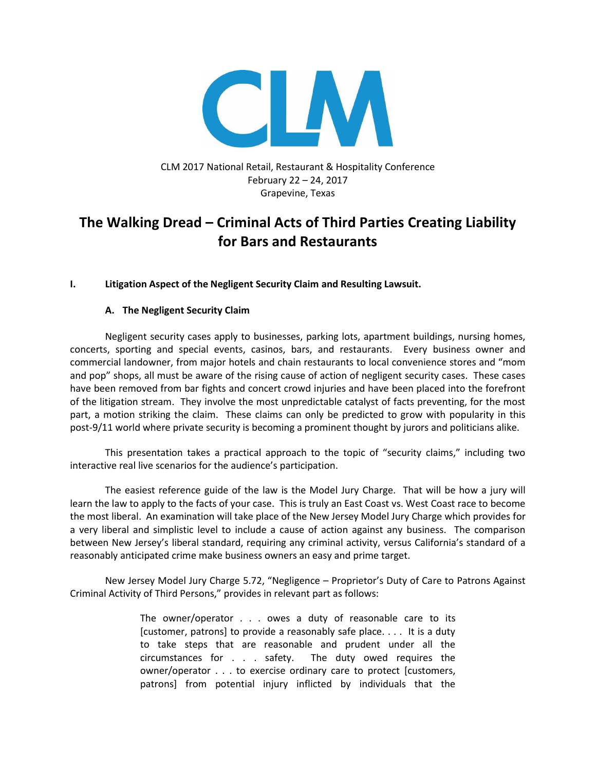CLM 2017 National Retail, Restaurant & Hospitality Conference
February 22 – 24, 2017
Grapevine, Texas

# The Walking Dread – Criminal Acts of Third Parties Creating Liability for Bars and Restaurants

## I. Litigation Aspect of the Negligent Security Claim and Resulting Lawsuit.

### A. The Negligent Security Claim

Negligent security cases apply to businesses, parking lots, apartment buildings, nursing homes, concerts, sporting and special events, casinos, bars, and restaurants. Every business owner and commercial landowner, from major hotels and chain restaurants to local convenience stores and "mom and pop" shops, all must be aware of the rising cause of action of negligent security cases. These cases have been removed from bar fights and concert crowd injuries and have been placed into the forefront of the litigation stream. They involve the most unpredictable catalyst of facts preventing, for the most part, a motion striking the claim. These claims can only be predicted to grow with popularity in this post-9/11 world where private security is becoming a prominent thought by jurors and politicians alike.

This presentation takes a practical approach to the topic of "security claims," including two interactive real live scenarios for the audience's participation.

The easiest reference guide of the law is the Model Jury Charge. That will be how a jury will learn the law to apply to the facts of your case. This is truly an East Coast vs. West Coast race to become the most liberal. An examination will take place of the New Jersey Model Jury Charge which provides for a very liberal and simplistic level to include a cause of action against any business. The comparison between New Jersey's liberal standard, requiring any criminal activity, versus California's standard of a reasonably anticipated crime make business owners an easy and prime target.

New Jersey Model Jury Charge 5.72, "Negligence – Proprietor's Duty of Care to Patrons Against Criminal Activity of Third Persons," provides in relevant part as follows:

> The owner/operator . . . owes a duty of reasonable care to its [customer, patrons] to provide a reasonably safe place. . . . It is a duty to take steps that are reasonable and prudent under all the circumstances for . . . safety. The duty owed requires the owner/operator . . . to exercise ordinary care to protect [customers, patrons] from potential injury inflicted by individuals that the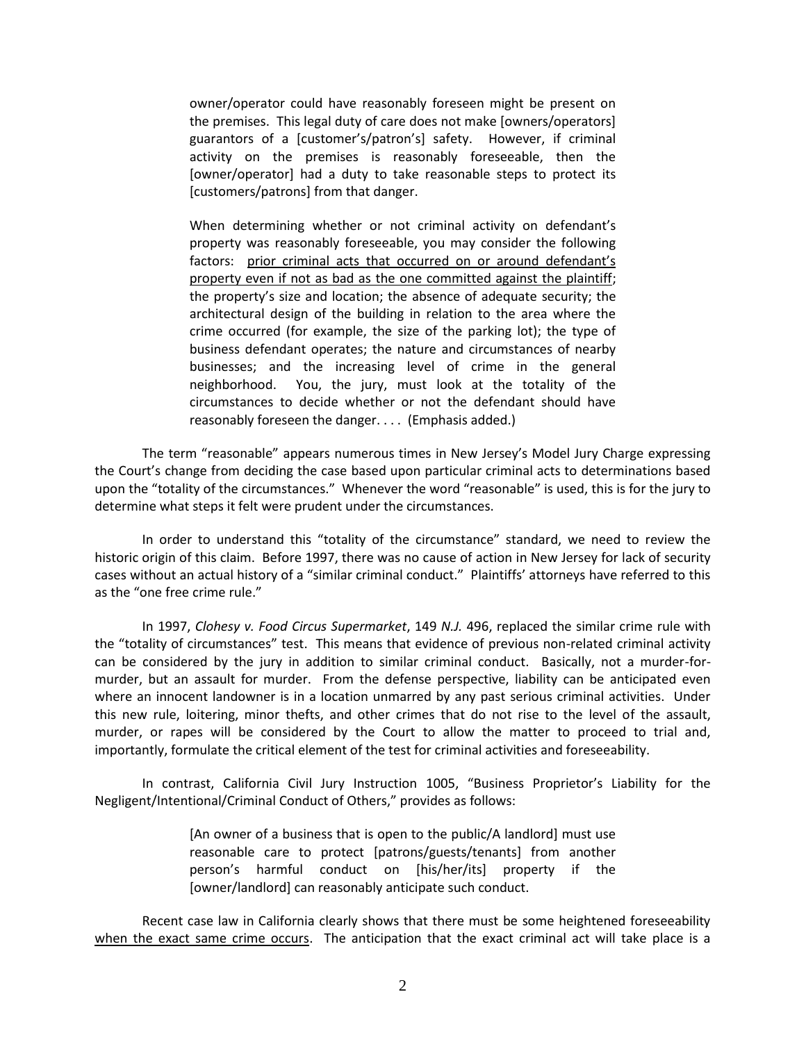> owner/operator could have reasonably foreseen might be present on the premises. This legal duty of care does not make [owners/operators] guarantors of a [customer's/patron's] safety. However, if criminal activity on the premises is reasonably foreseeable, then the [owner/operator] had a duty to take reasonable steps to protect its [customers/patrons] from that danger.
>
> When determining whether or not criminal activity on defendant's property was reasonably foreseeable, you may consider the following factors: <u>prior criminal acts that occurred on or around defendant's property even if not as bad as the one committed against the plaintiff</u>; the property's size and location; the absence of adequate security; the architectural design of the building in relation to the area where the crime occurred (for example, the size of the parking lot); the type of business defendant operates; the nature and circumstances of nearby businesses; and the increasing level of crime in the general neighborhood. You, the jury, must look at the totality of the circumstances to decide whether or not the defendant should have reasonably foreseen the danger. . . . (Emphasis added.)

The term "reasonable" appears numerous times in New Jersey's Model Jury Charge expressing the Court's change from deciding the case based upon particular criminal acts to determinations based upon the "totality of the circumstances." Whenever the word "reasonable" is used, this is for the jury to determine what steps it felt were prudent under the circumstances.

In order to understand this "totality of the circumstance" standard, we need to review the historic origin of this claim. Before 1997, there was no cause of action in New Jersey for lack of security cases without an actual history of a "similar criminal conduct." Plaintiffs' attorneys have referred to this as the "one free crime rule."

In 1997, *Clohesy v. Food Circus Supermarket*, 149 *N.J.* 496, replaced the similar crime rule with the "totality of circumstances" test. This means that evidence of previous non-related criminal activity can be considered by the jury in addition to similar criminal conduct. Basically, not a murder-for-murder, but an assault for murder. From the defense perspective, liability can be anticipated even where an innocent landowner is in a location unmarred by any past serious criminal activities. Under this new rule, loitering, minor thefts, and other crimes that do not rise to the level of the assault, murder, or rapes will be considered by the Court to allow the matter to proceed to trial and, importantly, formulate the critical element of the test for criminal activities and foreseeability.

In contrast, California Civil Jury Instruction 1005, "Business Proprietor's Liability for the Negligent/Intentional/Criminal Conduct of Others," provides as follows:

> [An owner of a business that is open to the public/A landlord] must use reasonable care to protect [patrons/guests/tenants] from another person's harmful conduct on [his/her/its] property if the [owner/landlord] can reasonably anticipate such conduct.

Recent case law in California clearly shows that there must be some heightened foreseeability <u>when the exact same crime occurs</u>. The anticipation that the exact criminal act will take place is a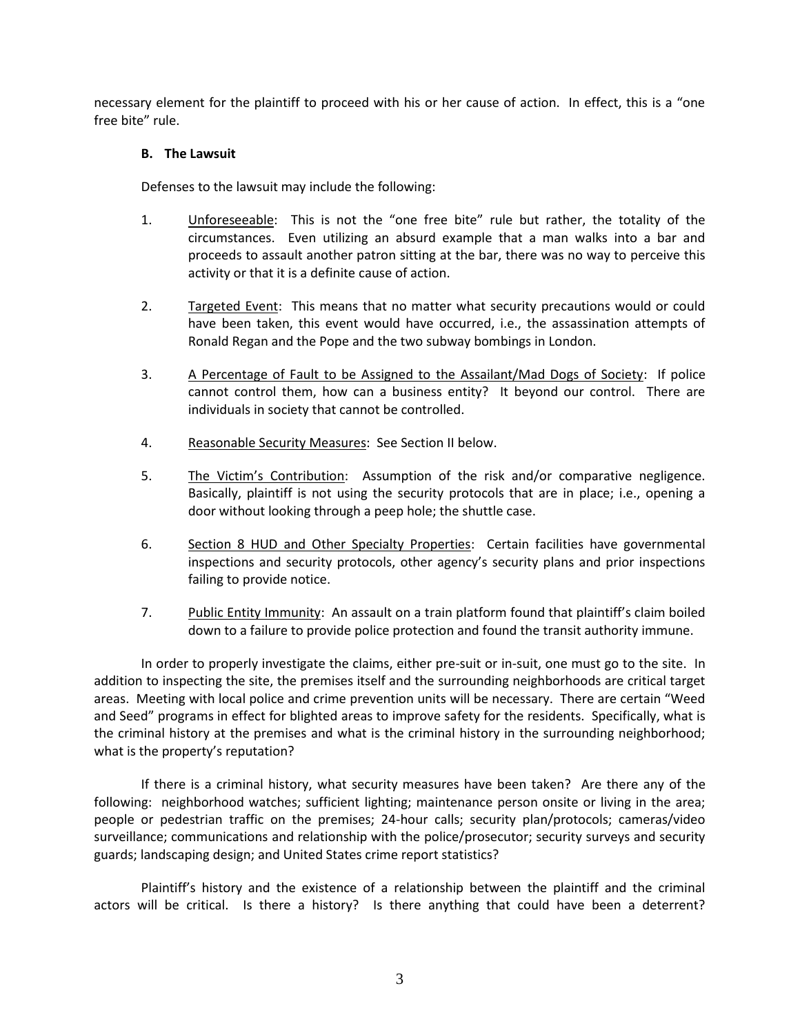necessary element for the plaintiff to proceed with his or her cause of action. In effect, this is a "one free bite" rule.

### B. The Lawsuit

Defenses to the lawsuit may include the following:

1. Unforeseeable: This is not the "one free bite" rule but rather, the totality of the circumstances. Even utilizing an absurd example that a man walks into a bar and proceeds to assault another patron sitting at the bar, there was no way to perceive this activity or that it is a definite cause of action.

2. Targeted Event: This means that no matter what security precautions would or could have been taken, this event would have occurred, i.e., the assassination attempts of Ronald Regan and the Pope and the two subway bombings in London.

3. A Percentage of Fault to be Assigned to the Assailant/Mad Dogs of Society: If police cannot control them, how can a business entity? It beyond our control. There are individuals in society that cannot be controlled.

4. Reasonable Security Measures: See Section II below.

5. The Victim's Contribution: Assumption of the risk and/or comparative negligence. Basically, plaintiff is not using the security protocols that are in place; i.e., opening a door without looking through a peep hole; the shuttle case.

6. Section 8 HUD and Other Specialty Properties: Certain facilities have governmental inspections and security protocols, other agency's security plans and prior inspections failing to provide notice.

7. Public Entity Immunity: An assault on a train platform found that plaintiff's claim boiled down to a failure to provide police protection and found the transit authority immune.

In order to properly investigate the claims, either pre-suit or in-suit, one must go to the site. In addition to inspecting the site, the premises itself and the surrounding neighborhoods are critical target areas. Meeting with local police and crime prevention units will be necessary. There are certain "Weed and Seed" programs in effect for blighted areas to improve safety for the residents. Specifically, what is the criminal history at the premises and what is the criminal history in the surrounding neighborhood; what is the property's reputation?

If there is a criminal history, what security measures have been taken? Are there any of the following: neighborhood watches; sufficient lighting; maintenance person onsite or living in the area; people or pedestrian traffic on the premises; 24-hour calls; security plan/protocols; cameras/video surveillance; communications and relationship with the police/prosecutor; security surveys and security guards; landscaping design; and United States crime report statistics?

Plaintiff's history and the existence of a relationship between the plaintiff and the criminal actors will be critical. Is there a history? Is there anything that could have been a deterrent?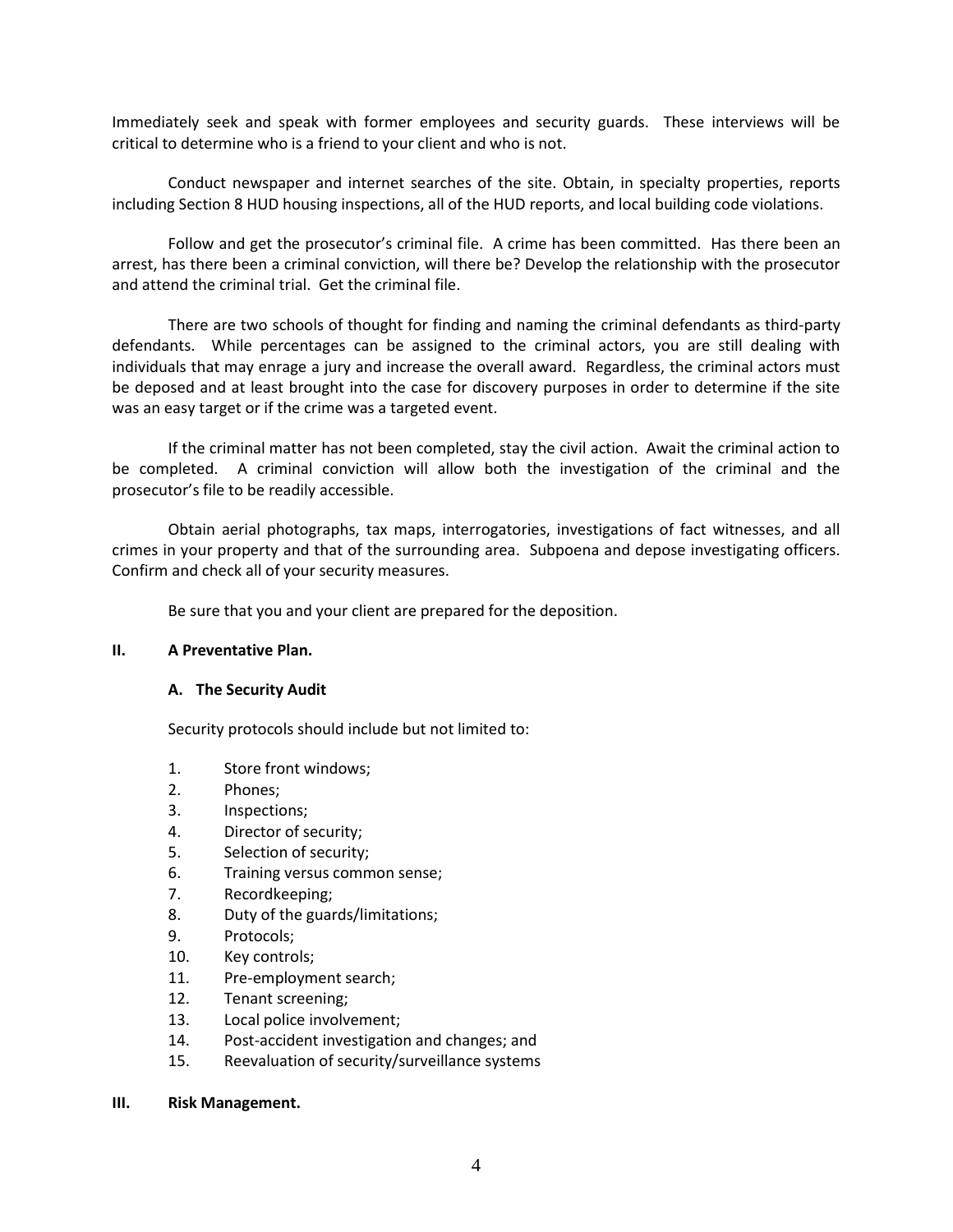Immediately seek and speak with former employees and security guards. These interviews will be critical to determine who is a friend to your client and who is not.

Conduct newspaper and internet searches of the site. Obtain, in specialty properties, reports including Section 8 HUD housing inspections, all of the HUD reports, and local building code violations.

Follow and get the prosecutor's criminal file. A crime has been committed. Has there been an arrest, has there been a criminal conviction, will there be? Develop the relationship with the prosecutor and attend the criminal trial. Get the criminal file.

There are two schools of thought for finding and naming the criminal defendants as third-party defendants. While percentages can be assigned to the criminal actors, you are still dealing with individuals that may enrage a jury and increase the overall award. Regardless, the criminal actors must be deposed and at least brought into the case for discovery purposes in order to determine if the site was an easy target or if the crime was a targeted event.

If the criminal matter has not been completed, stay the civil action. Await the criminal action to be completed. A criminal conviction will allow both the investigation of the criminal and the prosecutor's file to be readily accessible.

Obtain aerial photographs, tax maps, interrogatories, investigations of fact witnesses, and all crimes in your property and that of the surrounding area. Subpoena and depose investigating officers. Confirm and check all of your security measures.

Be sure that you and your client are prepared for the deposition.

## II. A Preventative Plan.

### A. The Security Audit

Security protocols should include but not limited to:

1. Store front windows;
2. Phones;
3. Inspections;
4. Director of security;
5. Selection of security;
6. Training versus common sense;
7. Recordkeeping;
8. Duty of the guards/limitations;
9. Protocols;
10. Key controls;
11. Pre-employment search;
12. Tenant screening;
13. Local police involvement;
14. Post-accident investigation and changes; and
15. Reevaluation of security/surveillance systems

## III. Risk Management.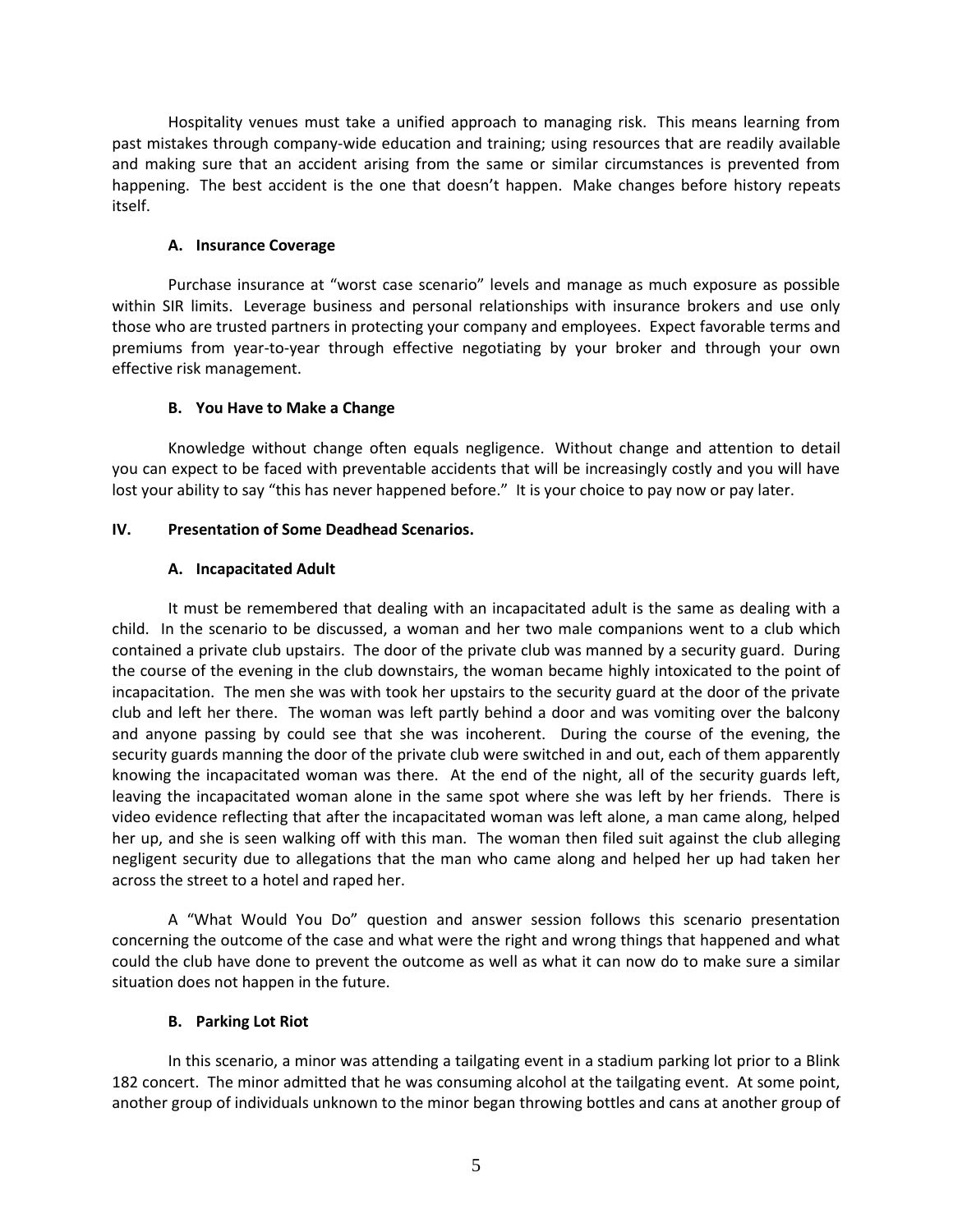Hospitality venues must take a unified approach to managing risk. This means learning from past mistakes through company-wide education and training; using resources that are readily available and making sure that an accident arising from the same or similar circumstances is prevented from happening. The best accident is the one that doesn't happen. Make changes before history repeats itself.

### A. Insurance Coverage

Purchase insurance at "worst case scenario" levels and manage as much exposure as possible within SIR limits. Leverage business and personal relationships with insurance brokers and use only those who are trusted partners in protecting your company and employees. Expect favorable terms and premiums from year-to-year through effective negotiating by your broker and through your own effective risk management.

### B. You Have to Make a Change

Knowledge without change often equals negligence. Without change and attention to detail you can expect to be faced with preventable accidents that will be increasingly costly and you will have lost your ability to say "this has never happened before." It is your choice to pay now or pay later.

## IV. Presentation of Some Deadhead Scenarios.

### A. Incapacitated Adult

It must be remembered that dealing with an incapacitated adult is the same as dealing with a child. In the scenario to be discussed, a woman and her two male companions went to a club which contained a private club upstairs. The door of the private club was manned by a security guard. During the course of the evening in the club downstairs, the woman became highly intoxicated to the point of incapacitation. The men she was with took her upstairs to the security guard at the door of the private club and left her there. The woman was left partly behind a door and was vomiting over the balcony and anyone passing by could see that she was incoherent. During the course of the evening, the security guards manning the door of the private club were switched in and out, each of them apparently knowing the incapacitated woman was there. At the end of the night, all of the security guards left, leaving the incapacitated woman alone in the same spot where she was left by her friends. There is video evidence reflecting that after the incapacitated woman was left alone, a man came along, helped her up, and she is seen walking off with this man. The woman then filed suit against the club alleging negligent security due to allegations that the man who came along and helped her up had taken her across the street to a hotel and raped her.

A "What Would You Do" question and answer session follows this scenario presentation concerning the outcome of the case and what were the right and wrong things that happened and what could the club have done to prevent the outcome as well as what it can now do to make sure a similar situation does not happen in the future.

### B. Parking Lot Riot

In this scenario, a minor was attending a tailgating event in a stadium parking lot prior to a Blink 182 concert. The minor admitted that he was consuming alcohol at the tailgating event. At some point, another group of individuals unknown to the minor began throwing bottles and cans at another group of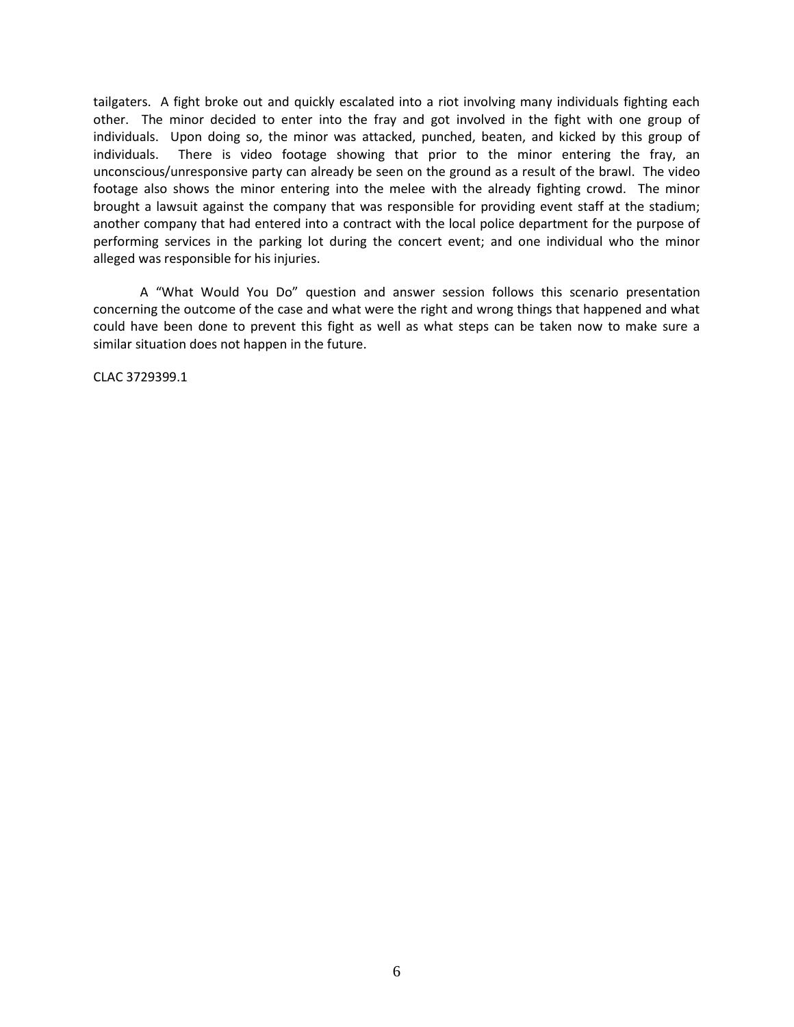tailgaters. A fight broke out and quickly escalated into a riot involving many individuals fighting each other. The minor decided to enter into the fray and got involved in the fight with one group of individuals. Upon doing so, the minor was attacked, punched, beaten, and kicked by this group of individuals. There is video footage showing that prior to the minor entering the fray, an unconscious/unresponsive party can already be seen on the ground as a result of the brawl. The video footage also shows the minor entering into the melee with the already fighting crowd. The minor brought a lawsuit against the company that was responsible for providing event staff at the stadium; another company that had entered into a contract with the local police department for the purpose of performing services in the parking lot during the concert event; and one individual who the minor alleged was responsible for his injuries.

A "What Would You Do" question and answer session follows this scenario presentation concerning the outcome of the case and what were the right and wrong things that happened and what could have been done to prevent this fight as well as what steps can be taken now to make sure a similar situation does not happen in the future.

CLAC 3729399.1